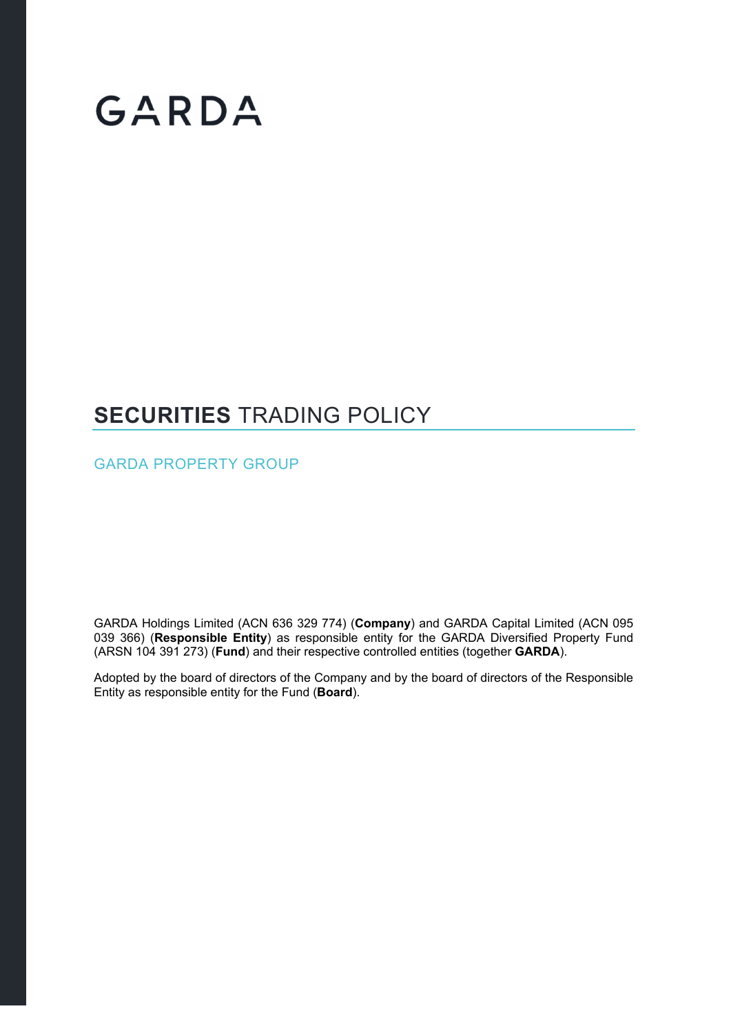# GARDA

# **SECURITIES** TRADING POLICY

## GARDA PROPERTY GROUP

GARDA Holdings Limited (ACN 636 329 774) (**Company**) and GARDA Capital Limited (ACN 095 039 366) (**Responsible Entity**) as responsible entity for the GARDA Diversified Property Fund (ARSN 104 391 273) (**Fund**) and their respective controlled entities (together **GARDA**).

Adopted by the board of directors of the Company and by the board of directors of the Responsible Entity as responsible entity for the Fund (**Board**).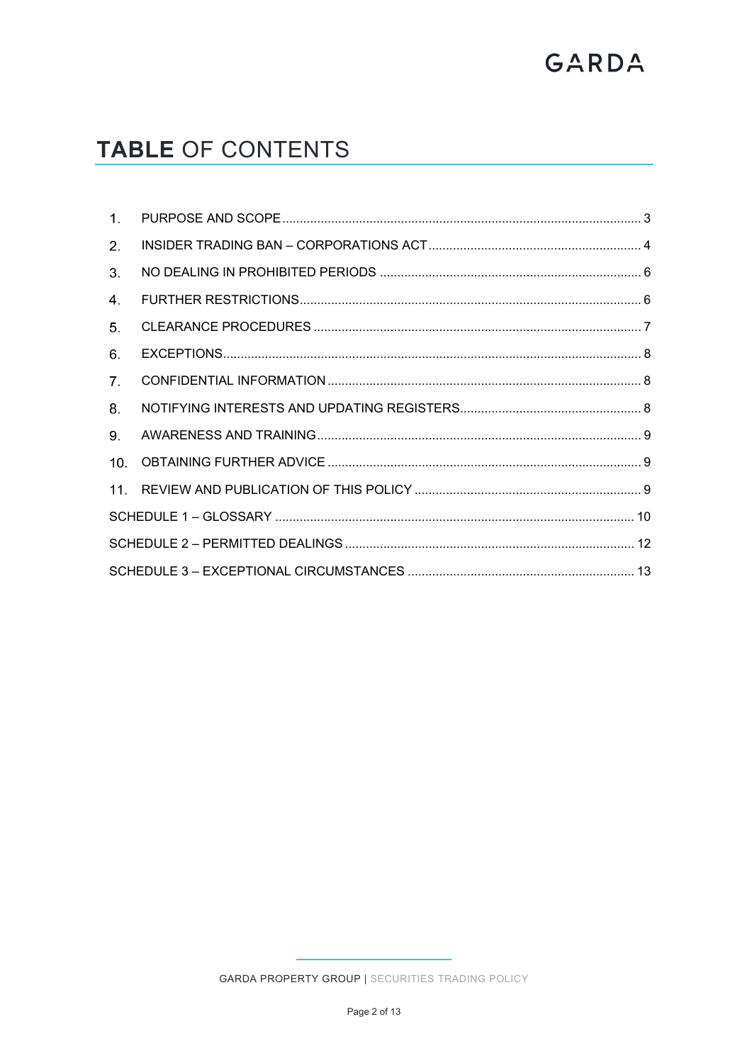# TABLE OF CONTENTS

1. PURPOSE AND SCOPE ..................... 3
2. INSIDER TRADING BAN – CORPORATIONS ACT ..................... 4
3. NO DEALING IN PROHIBITED PERIODS ..................... 6
4. FURTHER RESTRICTIONS ..................... 6
5. CLEARANCE PROCEDURES ..................... 7
6. EXCEPTIONS ..................... 8
7. CONFIDENTIAL INFORMATION ..................... 8
8. NOTIFYING INTERESTS AND UPDATING REGISTERS ..................... 8
9. AWARENESS AND TRAINING ..................... 9
10. OBTAINING FURTHER ADVICE ..................... 9
11. REVIEW AND PUBLICATION OF THIS POLICY ..................... 9

SCHEDULE 1 – GLOSSARY ..................... 10

SCHEDULE 2 – PERMITTED DEALINGS ..................... 12

SCHEDULE 3 – EXCEPTIONAL CIRCUMSTANCES ..................... 13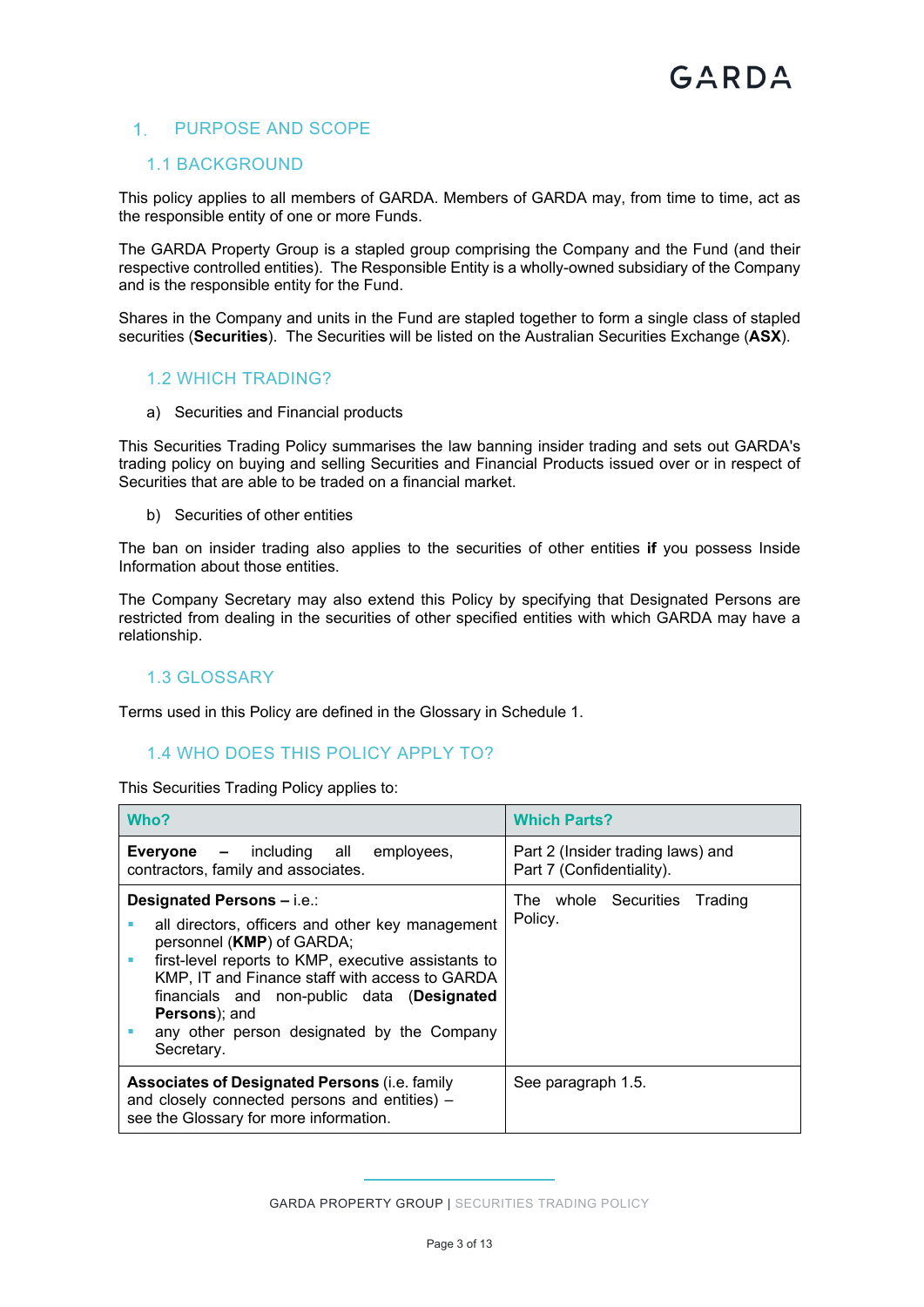# 1. PURPOSE AND SCOPE

## 1.1 BACKGROUND

This policy applies to all members of GARDA. Members of GARDA may, from time to time, act as the responsible entity of one or more Funds.

The GARDA Property Group is a stapled group comprising the Company and the Fund (and their respective controlled entities). The Responsible Entity is a wholly-owned subsidiary of the Company and is the responsible entity for the Fund.

Shares in the Company and units in the Fund are stapled together to form a single class of stapled securities (**Securities**). The Securities will be listed on the Australian Securities Exchange (**ASX**).

## 1.2 WHICH TRADING?

a) Securities and Financial products

This Securities Trading Policy summarises the law banning insider trading and sets out GARDA's trading policy on buying and selling Securities and Financial Products issued over or in respect of Securities that are able to be traded on a financial market.

b) Securities of other entities

The ban on insider trading also applies to the securities of other entities **if** you possess Inside Information about those entities.

The Company Secretary may also extend this Policy by specifying that Designated Persons are restricted from dealing in the securities of other specified entities with which GARDA may have a relationship.

## 1.3 GLOSSARY

Terms used in this Policy are defined in the Glossary in Schedule 1.

## 1.4 WHO DOES THIS POLICY APPLY TO?

This Securities Trading Policy applies to:

| Who? | Which Parts? |
|---|---|
| **Everyone** – including all employees, contractors, family and associates. | Part 2 (Insider trading laws) and Part 7 (Confidentiality). |
| **Designated Persons** – i.e.:<br>▪ all directors, officers and other key management personnel (**KMP**) of GARDA;<br>▪ first-level reports to KMP, executive assistants to KMP, IT and Finance staff with access to GARDA financials and non-public data (**Designated Persons**); and<br>▪ any other person designated by the Company Secretary. | The whole Securities Trading Policy. |
| **Associates of Designated Persons** (i.e. family and closely connected persons and entities) – see the Glossary for more information. | See paragraph 1.5. |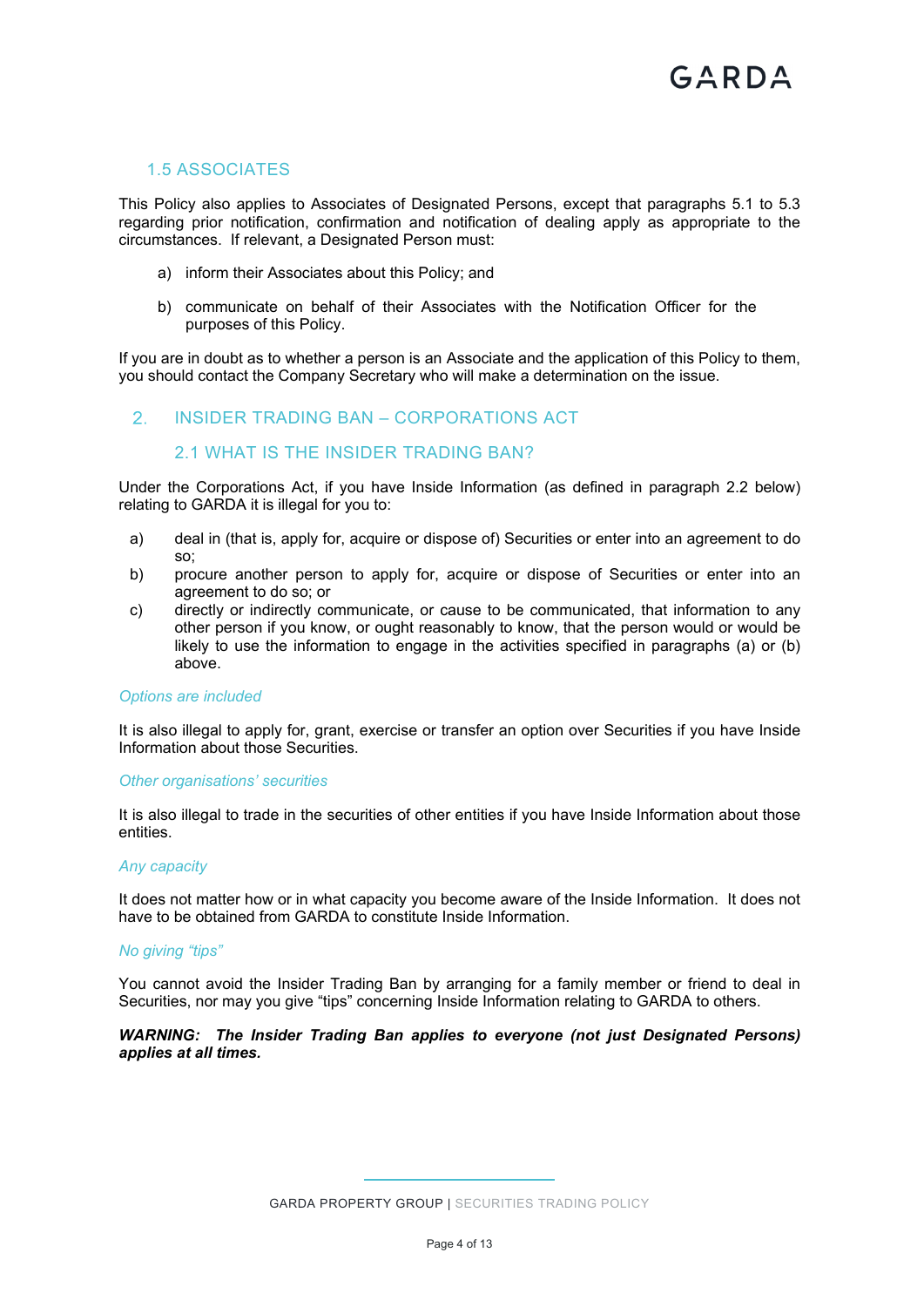## 1.5 ASSOCIATES

This Policy also applies to Associates of Designated Persons, except that paragraphs 5.1 to 5.3 regarding prior notification, confirmation and notification of dealing apply as appropriate to the circumstances. If relevant, a Designated Person must:

a) inform their Associates about this Policy; and

b) communicate on behalf of their Associates with the Notification Officer for the purposes of this Policy.

If you are in doubt as to whether a person is an Associate and the application of this Policy to them, you should contact the Company Secretary who will make a determination on the issue.

# 2. INSIDER TRADING BAN – CORPORATIONS ACT

## 2.1 WHAT IS THE INSIDER TRADING BAN?

Under the Corporations Act, if you have Inside Information (as defined in paragraph 2.2 below) relating to GARDA it is illegal for you to:

a) deal in (that is, apply for, acquire or dispose of) Securities or enter into an agreement to do so;
b) procure another person to apply for, acquire or dispose of Securities or enter into an agreement to do so; or
c) directly or indirectly communicate, or cause to be communicated, that information to any other person if you know, or ought reasonably to know, that the person would or would be likely to use the information to engage in the activities specified in paragraphs (a) or (b) above.

*Options are included*

It is also illegal to apply for, grant, exercise or transfer an option over Securities if you have Inside Information about those Securities.

*Other organisations' securities*

It is also illegal to trade in the securities of other entities if you have Inside Information about those entities.

*Any capacity*

It does not matter how or in what capacity you become aware of the Inside Information. It does not have to be obtained from GARDA to constitute Inside Information.

*No giving "tips"*

You cannot avoid the Insider Trading Ban by arranging for a family member or friend to deal in Securities, nor may you give "tips" concerning Inside Information relating to GARDA to others.

***WARNING: The Insider Trading Ban applies to everyone (not just Designated Persons) applies at all times.***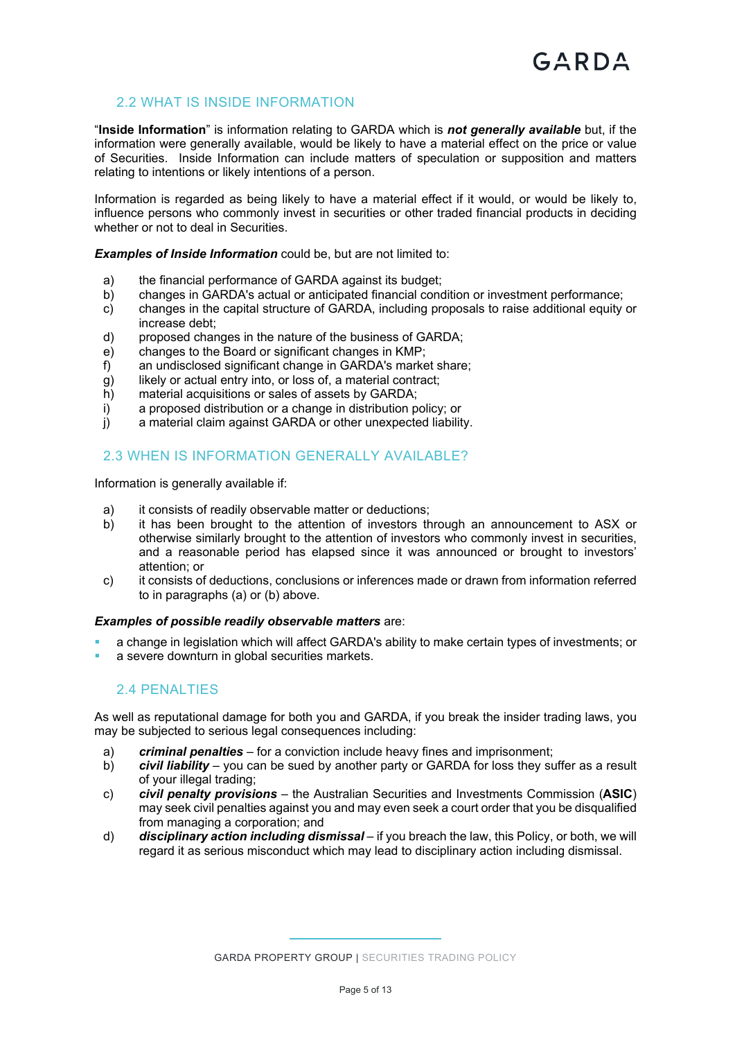## 2.2 WHAT IS INSIDE INFORMATION

"**Inside Information**" is information relating to GARDA which is ***not generally available*** but, if the information were generally available, would be likely to have a material effect on the price or value of Securities. Inside Information can include matters of speculation or supposition and matters relating to intentions or likely intentions of a person.

Information is regarded as being likely to have a material effect if it would, or would be likely to, influence persons who commonly invest in securities or other traded financial products in deciding whether or not to deal in Securities.

***Examples of Inside Information*** could be, but are not limited to:

a) the financial performance of GARDA against its budget;
b) changes in GARDA's actual or anticipated financial condition or investment performance;
c) changes in the capital structure of GARDA, including proposals to raise additional equity or increase debt;
d) proposed changes in the nature of the business of GARDA;
e) changes to the Board or significant changes in KMP;
f) an undisclosed significant change in GARDA's market share;
g) likely or actual entry into, or loss of, a material contract;
h) material acquisitions or sales of assets by GARDA;
i) a proposed distribution or a change in distribution policy; or
j) a material claim against GARDA or other unexpected liability.

## 2.3 WHEN IS INFORMATION GENERALLY AVAILABLE?

Information is generally available if:

a) it consists of readily observable matter or deductions;
b) it has been brought to the attention of investors through an announcement to ASX or otherwise similarly brought to the attention of investors who commonly invest in securities, and a reasonable period has elapsed since it was announced or brought to investors' attention; or
c) it consists of deductions, conclusions or inferences made or drawn from information referred to in paragraphs (a) or (b) above.

***Examples of possible readily observable matters*** are:

- a change in legislation which will affect GARDA's ability to make certain types of investments; or
- a severe downturn in global securities markets.

## 2.4 PENALTIES

As well as reputational damage for both you and GARDA, if you break the insider trading laws, you may be subjected to serious legal consequences including:

a) ***criminal penalties*** – for a conviction include heavy fines and imprisonment;
b) ***civil liability*** – you can be sued by another party or GARDA for loss they suffer as a result of your illegal trading;
c) ***civil penalty provisions*** – the Australian Securities and Investments Commission (**ASIC**) may seek civil penalties against you and may even seek a court order that you be disqualified from managing a corporation; and
d) ***disciplinary action including dismissal*** – if you breach the law, this Policy, or both, we will regard it as serious misconduct which may lead to disciplinary action including dismissal.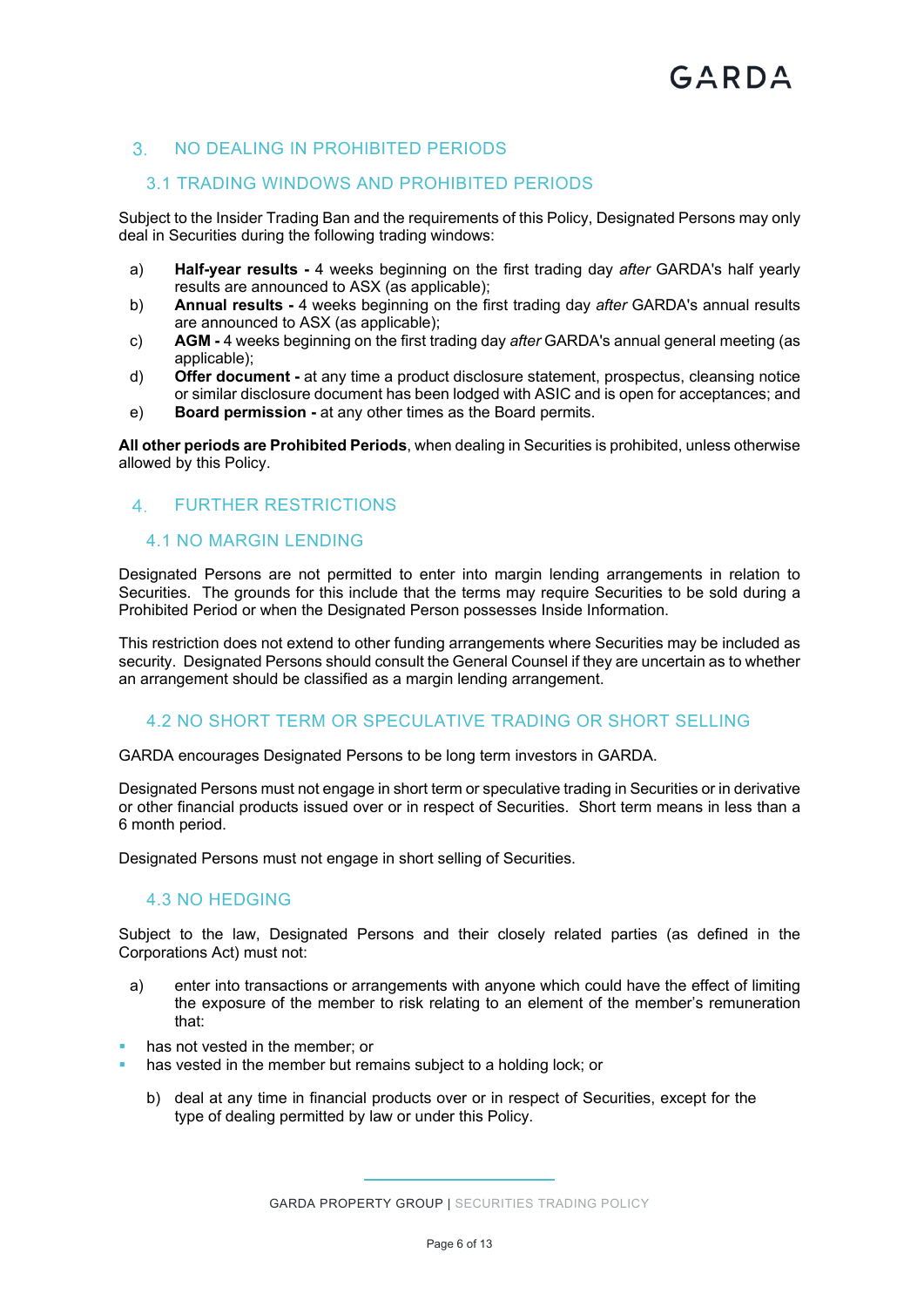## 3. NO DEALING IN PROHIBITED PERIODS

### 3.1 TRADING WINDOWS AND PROHIBITED PERIODS

Subject to the Insider Trading Ban and the requirements of this Policy, Designated Persons may only deal in Securities during the following trading windows:

a) **Half-year results -** 4 weeks beginning on the first trading day *after* GARDA's half yearly results are announced to ASX (as applicable);
b) **Annual results -** 4 weeks beginning on the first trading day *after* GARDA's annual results are announced to ASX (as applicable);
c) **AGM -** 4 weeks beginning on the first trading day *after* GARDA's annual general meeting (as applicable);
d) **Offer document -** at any time a product disclosure statement, prospectus, cleansing notice or similar disclosure document has been lodged with ASIC and is open for acceptances; and
e) **Board permission -** at any other times as the Board permits.

**All other periods are Prohibited Periods**, when dealing in Securities is prohibited, unless otherwise allowed by this Policy.

## 4. FURTHER RESTRICTIONS

### 4.1 NO MARGIN LENDING

Designated Persons are not permitted to enter into margin lending arrangements in relation to Securities. The grounds for this include that the terms may require Securities to be sold during a Prohibited Period or when the Designated Person possesses Inside Information.

This restriction does not extend to other funding arrangements where Securities may be included as security. Designated Persons should consult the General Counsel if they are uncertain as to whether an arrangement should be classified as a margin lending arrangement.

### 4.2 NO SHORT TERM OR SPECULATIVE TRADING OR SHORT SELLING

GARDA encourages Designated Persons to be long term investors in GARDA.

Designated Persons must not engage in short term or speculative trading in Securities or in derivative or other financial products issued over or in respect of Securities. Short term means in less than a 6 month period.

Designated Persons must not engage in short selling of Securities.

### 4.3 NO HEDGING

Subject to the law, Designated Persons and their closely related parties (as defined in the Corporations Act) must not:

a) enter into transactions or arrangements with anyone which could have the effect of limiting the exposure of the member to risk relating to an element of the member's remuneration that:

- has not vested in the member; or
- has vested in the member but remains subject to a holding lock; or

b) deal at any time in financial products over or in respect of Securities, except for the type of dealing permitted by law or under this Policy.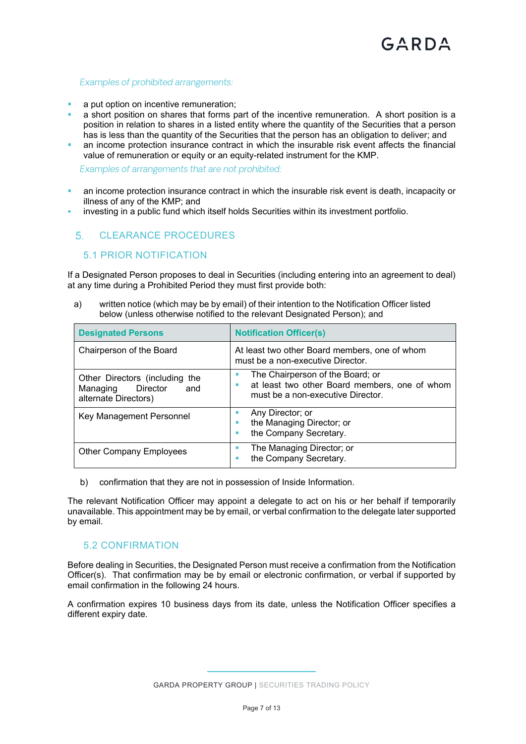*Examples of prohibited arrangements:*

- a put option on incentive remuneration;
- a short position on shares that forms part of the incentive remuneration. A short position is a position in relation to shares in a listed entity where the quantity of the Securities that a person has is less than the quantity of the Securities that the person has an obligation to deliver; and
- an income protection insurance contract in which the insurable risk event affects the financial value of remuneration or equity or an equity-related instrument for the KMP.

*Examples of arrangements that are not prohibited:*

- an income protection insurance contract in which the insurable risk event is death, incapacity or illness of any of the KMP; and
- investing in a public fund which itself holds Securities within its investment portfolio.

## 5. CLEARANCE PROCEDURES

### 5.1 PRIOR NOTIFICATION

If a Designated Person proposes to deal in Securities (including entering into an agreement to deal) at any time during a Prohibited Period they must first provide both:

a) written notice (which may be by email) of their intention to the Notification Officer listed below (unless otherwise notified to the relevant Designated Person); and

| Designated Persons | Notification Officer(s) |
|---|---|
| Chairperson of the Board | At least two other Board members, one of whom must be a non-executive Director. |
| Other Directors (including the Managing Director and alternate Directors) | • The Chairperson of the Board; or<br>• at least two other Board members, one of whom must be a non-executive Director. |
| Key Management Personnel | • Any Director; or<br>• the Managing Director; or<br>• the Company Secretary. |
| Other Company Employees | • The Managing Director; or<br>• the Company Secretary. |

b) confirmation that they are not in possession of Inside Information.

The relevant Notification Officer may appoint a delegate to act on his or her behalf if temporarily unavailable. This appointment may be by email, or verbal confirmation to the delegate later supported by email.

### 5.2 CONFIRMATION

Before dealing in Securities, the Designated Person must receive a confirmation from the Notification Officer(s). That confirmation may be by email or electronic confirmation, or verbal if supported by email confirmation in the following 24 hours.

A confirmation expires 10 business days from its date, unless the Notification Officer specifies a different expiry date.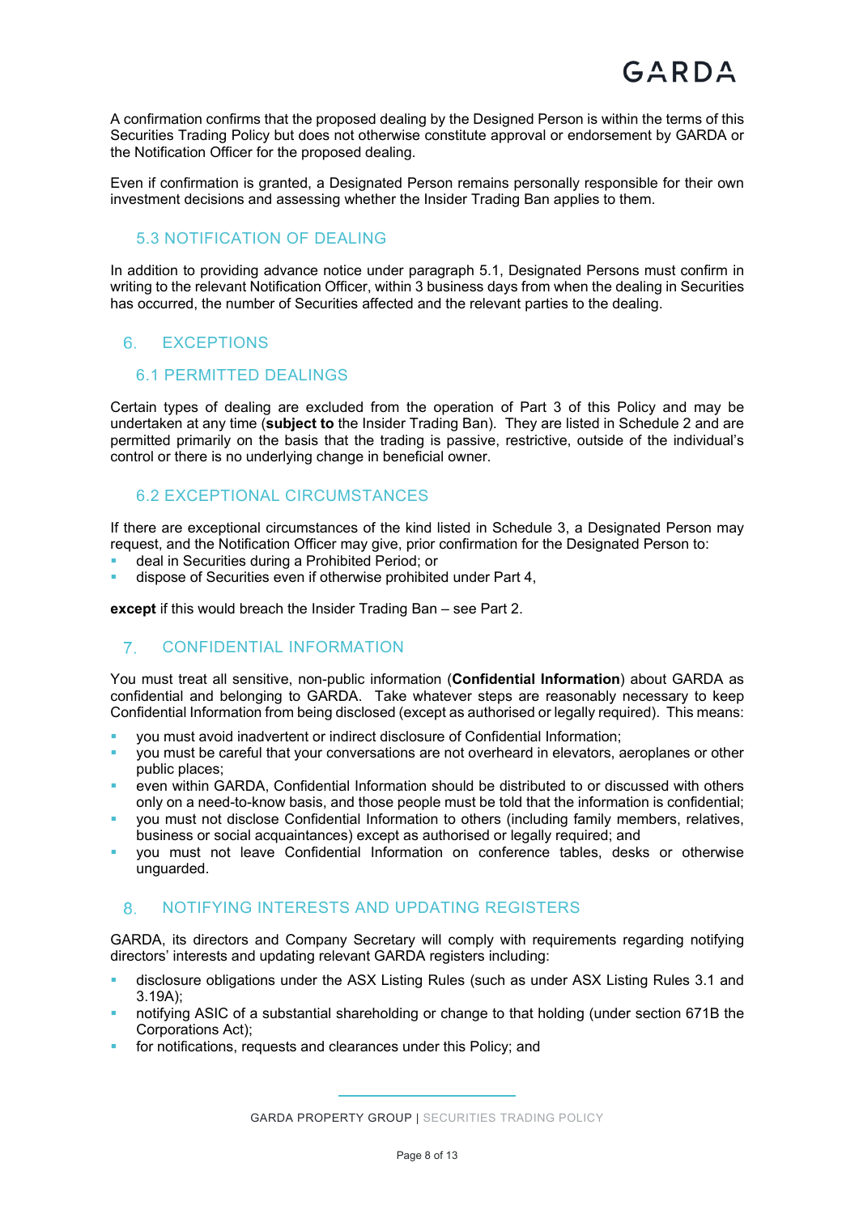A confirmation confirms that the proposed dealing by the Designed Person is within the terms of this Securities Trading Policy but does not otherwise constitute approval or endorsement by GARDA or the Notification Officer for the proposed dealing.

Even if confirmation is granted, a Designated Person remains personally responsible for their own investment decisions and assessing whether the Insider Trading Ban applies to them.

### 5.3 NOTIFICATION OF DEALING

In addition to providing advance notice under paragraph 5.1, Designated Persons must confirm in writing to the relevant Notification Officer, within 3 business days from when the dealing in Securities has occurred, the number of Securities affected and the relevant parties to the dealing.

## 6. EXCEPTIONS

### 6.1 PERMITTED DEALINGS

Certain types of dealing are excluded from the operation of Part 3 of this Policy and may be undertaken at any time (**subject to** the Insider Trading Ban). They are listed in Schedule 2 and are permitted primarily on the basis that the trading is passive, restrictive, outside of the individual's control or there is no underlying change in beneficial owner.

### 6.2 EXCEPTIONAL CIRCUMSTANCES

If there are exceptional circumstances of the kind listed in Schedule 3, a Designated Person may request, and the Notification Officer may give, prior confirmation for the Designated Person to:

- deal in Securities during a Prohibited Period; or
- dispose of Securities even if otherwise prohibited under Part 4,

**except** if this would breach the Insider Trading Ban – see Part 2.

## 7. CONFIDENTIAL INFORMATION

You must treat all sensitive, non-public information (**Confidential Information**) about GARDA as confidential and belonging to GARDA. Take whatever steps are reasonably necessary to keep Confidential Information from being disclosed (except as authorised or legally required). This means:

- you must avoid inadvertent or indirect disclosure of Confidential Information;
- you must be careful that your conversations are not overheard in elevators, aeroplanes or other public places;
- even within GARDA, Confidential Information should be distributed to or discussed with others only on a need-to-know basis, and those people must be told that the information is confidential;
- you must not disclose Confidential Information to others (including family members, relatives, business or social acquaintances) except as authorised or legally required; and
- you must not leave Confidential Information on conference tables, desks or otherwise unguarded.

## 8. NOTIFYING INTERESTS AND UPDATING REGISTERS

GARDA, its directors and Company Secretary will comply with requirements regarding notifying directors' interests and updating relevant GARDA registers including:

- disclosure obligations under the ASX Listing Rules (such as under ASX Listing Rules 3.1 and 3.19A);
- notifying ASIC of a substantial shareholding or change to that holding (under section 671B the Corporations Act);
- for notifications, requests and clearances under this Policy; and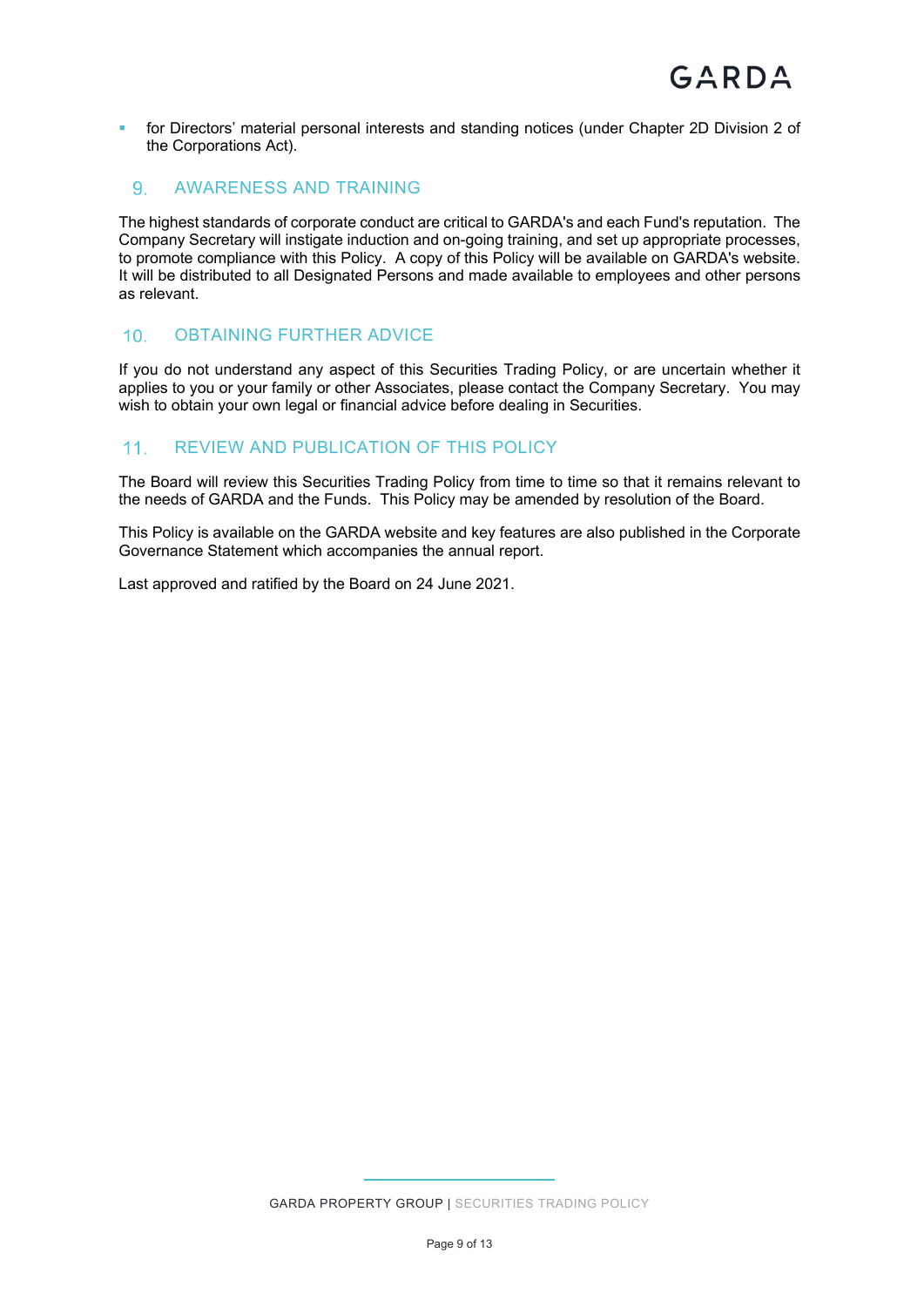- for Directors' material personal interests and standing notices (under Chapter 2D Division 2 of the Corporations Act).

## 9. AWARENESS AND TRAINING

The highest standards of corporate conduct are critical to GARDA's and each Fund's reputation. The Company Secretary will instigate induction and on-going training, and set up appropriate processes, to promote compliance with this Policy. A copy of this Policy will be available on GARDA's website. It will be distributed to all Designated Persons and made available to employees and other persons as relevant.

## 10. OBTAINING FURTHER ADVICE

If you do not understand any aspect of this Securities Trading Policy, or are uncertain whether it applies to you or your family or other Associates, please contact the Company Secretary. You may wish to obtain your own legal or financial advice before dealing in Securities.

## 11. REVIEW AND PUBLICATION OF THIS POLICY

The Board will review this Securities Trading Policy from time to time so that it remains relevant to the needs of GARDA and the Funds. This Policy may be amended by resolution of the Board.

This Policy is available on the GARDA website and key features are also published in the Corporate Governance Statement which accompanies the annual report.

Last approved and ratified by the Board on 24 June 2021.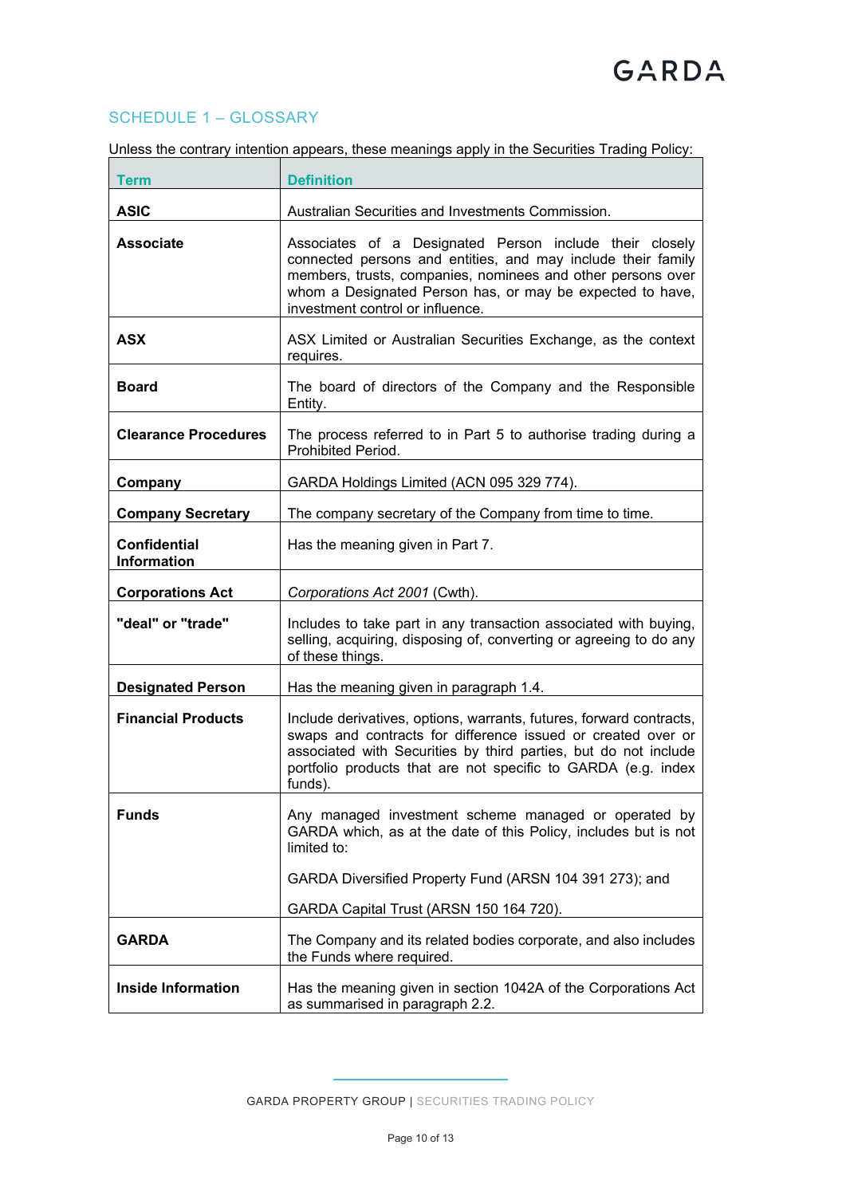## SCHEDULE 1 – GLOSSARY

Unless the contrary intention appears, these meanings apply in the Securities Trading Policy:

| Term | Definition |
|---|---|
| **ASIC** | Australian Securities and Investments Commission. |
| **Associate** | Associates of a Designated Person include their closely connected persons and entities, and may include their family members, trusts, companies, nominees and other persons over whom a Designated Person has, or may be expected to have, investment control or influence. |
| **ASX** | ASX Limited or Australian Securities Exchange, as the context requires. |
| **Board** | The board of directors of the Company and the Responsible Entity. |
| **Clearance Procedures** | The process referred to in Part 5 to authorise trading during a Prohibited Period. |
| **Company** | GARDA Holdings Limited (ACN 095 329 774). |
| **Company Secretary** | The company secretary of the Company from time to time. |
| **Confidential Information** | Has the meaning given in Part 7. |
| **Corporations Act** | *Corporations Act 2001* (Cwth). |
| **"deal" or "trade"** | Includes to take part in any transaction associated with buying, selling, acquiring, disposing of, converting or agreeing to do any of these things. |
| **Designated Person** | Has the meaning given in paragraph 1.4. |
| **Financial Products** | Include derivatives, options, warrants, futures, forward contracts, swaps and contracts for difference issued or created over or associated with Securities by third parties, but do not include portfolio products that are not specific to GARDA (e.g. index funds). |
| **Funds** | Any managed investment scheme managed or operated by GARDA which, as at the date of this Policy, includes but is not limited to:<br><br>GARDA Diversified Property Fund (ARSN 104 391 273); and<br><br>GARDA Capital Trust (ARSN 150 164 720). |
| **GARDA** | The Company and its related bodies corporate, and also includes the Funds where required. |
| **Inside Information** | Has the meaning given in section 1042A of the Corporations Act as summarised in paragraph 2.2. |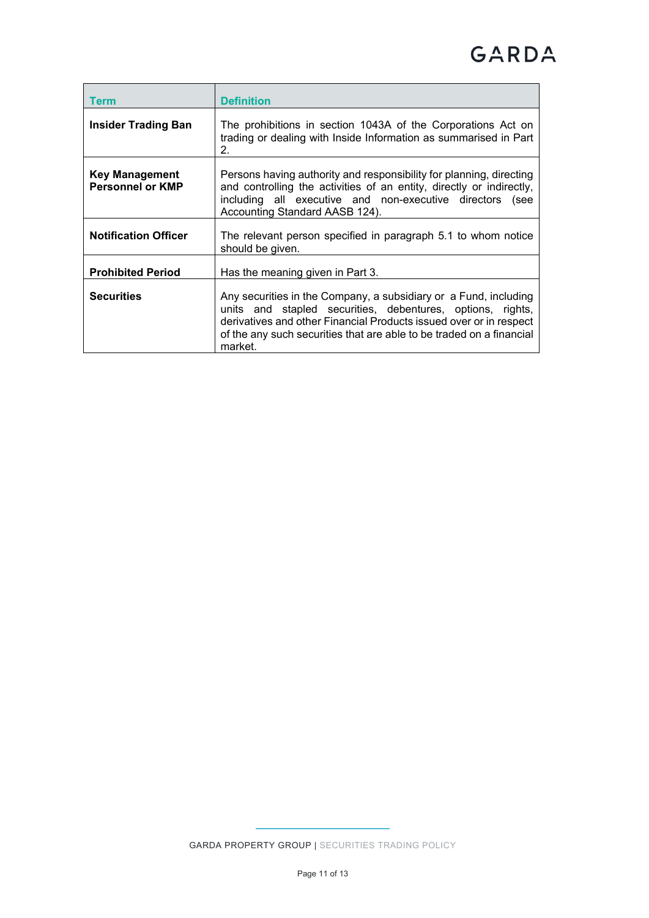| Term | Definition |
| --- | --- |
| **Insider Trading Ban** | The prohibitions in section 1043A of the Corporations Act on trading or dealing with Inside Information as summarised in Part 2. |
| **Key Management Personnel or KMP** | Persons having authority and responsibility for planning, directing and controlling the activities of an entity, directly or indirectly, including all executive and non-executive directors (see Accounting Standard AASB 124). |
| **Notification Officer** | The relevant person specified in paragraph 5.1 to whom notice should be given. |
| **Prohibited Period** | Has the meaning given in Part 3. |
| **Securities** | Any securities in the Company, a subsidiary or a Fund, including units and stapled securities, debentures, options, rights, derivatives and other Financial Products issued over or in respect of the any such securities that are able to be traded on a financial market. |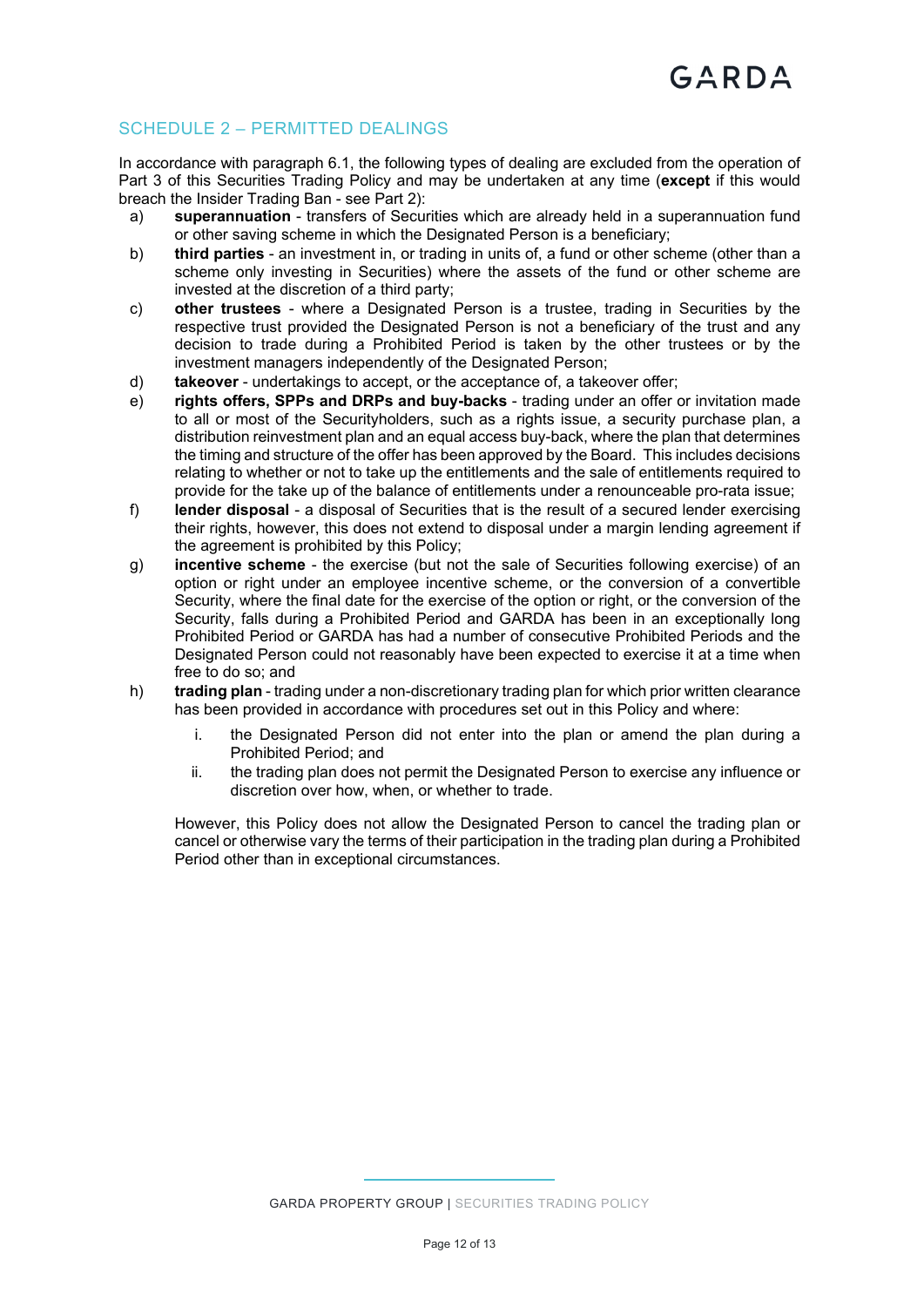## SCHEDULE 2 – PERMITTED DEALINGS

In accordance with paragraph 6.1, the following types of dealing are excluded from the operation of Part 3 of this Securities Trading Policy and may be undertaken at any time (**except** if this would breach the Insider Trading Ban - see Part 2):

a) **superannuation** - transfers of Securities which are already held in a superannuation fund or other saving scheme in which the Designated Person is a beneficiary;

b) **third parties** - an investment in, or trading in units of, a fund or other scheme (other than a scheme only investing in Securities) where the assets of the fund or other scheme are invested at the discretion of a third party;

c) **other trustees** - where a Designated Person is a trustee, trading in Securities by the respective trust provided the Designated Person is not a beneficiary of the trust and any decision to trade during a Prohibited Period is taken by the other trustees or by the investment managers independently of the Designated Person;

d) **takeover** - undertakings to accept, or the acceptance of, a takeover offer;

e) **rights offers, SPPs and DRPs and buy-backs** - trading under an offer or invitation made to all or most of the Securityholders, such as a rights issue, a security purchase plan, a distribution reinvestment plan and an equal access buy-back, where the plan that determines the timing and structure of the offer has been approved by the Board. This includes decisions relating to whether or not to take up the entitlements and the sale of entitlements required to provide for the take up of the balance of entitlements under a renounceable pro-rata issue;

f) **lender disposal** - a disposal of Securities that is the result of a secured lender exercising their rights, however, this does not extend to disposal under a margin lending agreement if the agreement is prohibited by this Policy;

g) **incentive scheme** - the exercise (but not the sale of Securities following exercise) of an option or right under an employee incentive scheme, or the conversion of a convertible Security, where the final date for the exercise of the option or right, or the conversion of the Security, falls during a Prohibited Period and GARDA has been in an exceptionally long Prohibited Period or GARDA has had a number of consecutive Prohibited Periods and the Designated Person could not reasonably have been expected to exercise it at a time when free to do so; and

h) **trading plan** - trading under a non-discretionary trading plan for which prior written clearance has been provided in accordance with procedures set out in this Policy and where:

   i. the Designated Person did not enter into the plan or amend the plan during a Prohibited Period; and

   ii. the trading plan does not permit the Designated Person to exercise any influence or discretion over how, when, or whether to trade.

   However, this Policy does not allow the Designated Person to cancel the trading plan or cancel or otherwise vary the terms of their participation in the trading plan during a Prohibited Period other than in exceptional circumstances.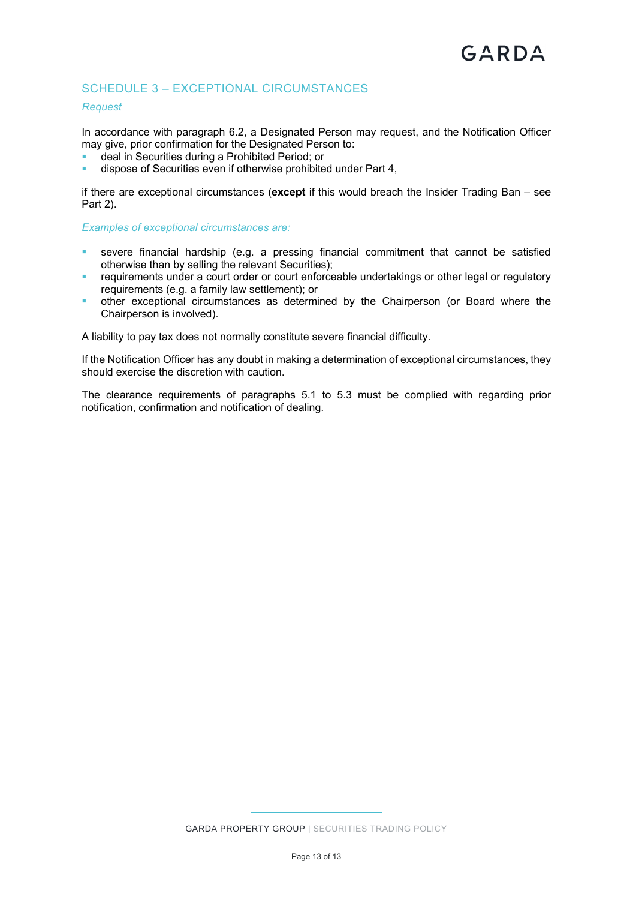## SCHEDULE 3 – EXCEPTIONAL CIRCUMSTANCES

*Request*

In accordance with paragraph 6.2, a Designated Person may request, and the Notification Officer may give, prior confirmation for the Designated Person to:

- deal in Securities during a Prohibited Period; or
- dispose of Securities even if otherwise prohibited under Part 4,

if there are exceptional circumstances (**except** if this would breach the Insider Trading Ban – see Part 2).

*Examples of exceptional circumstances are:*

- severe financial hardship (e.g. a pressing financial commitment that cannot be satisfied otherwise than by selling the relevant Securities);
- requirements under a court order or court enforceable undertakings or other legal or regulatory requirements (e.g. a family law settlement); or
- other exceptional circumstances as determined by the Chairperson (or Board where the Chairperson is involved).

A liability to pay tax does not normally constitute severe financial difficulty.

If the Notification Officer has any doubt in making a determination of exceptional circumstances, they should exercise the discretion with caution.

The clearance requirements of paragraphs 5.1 to 5.3 must be complied with regarding prior notification, confirmation and notification of dealing.